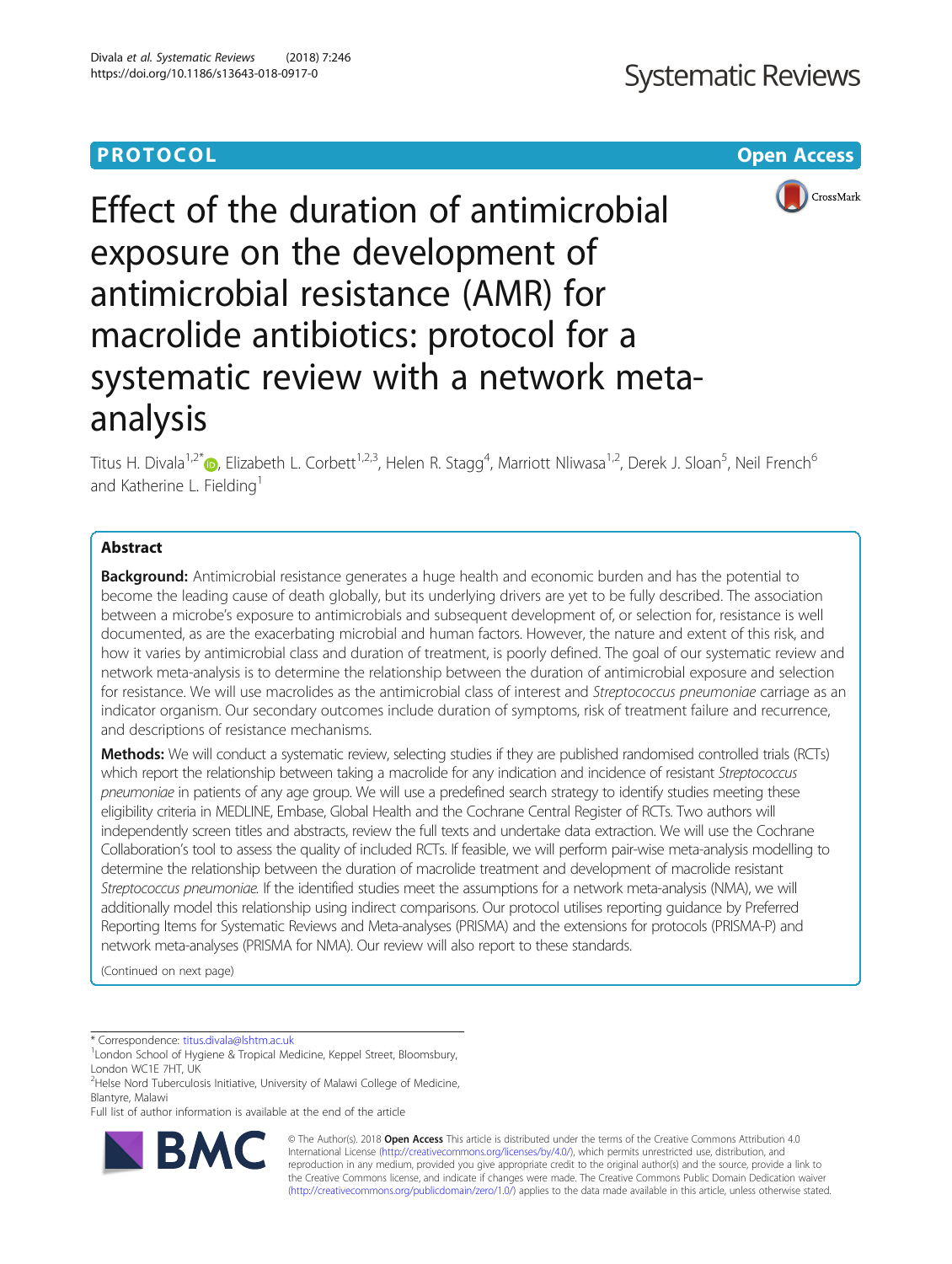PROTOCOL

Open Access

# Effect of the duration of antimicrobial exposure on the development of antimicrobial resistance (AMR) for macrolide antibiotics: protocol for a systematic review with a network meta-analysis

Titus H. Divala[1,2*], Elizabeth L. Corbett[1,2,3], Helen R. Stagg[4], Marriott Nliwasa[1,2], Derek J. Sloan[5], Neil French[6] and Katherine L. Fielding[1]

## Abstract

**Background:** Antimicrobial resistance generates a huge health and economic burden and has the potential to become the leading cause of death globally, but its underlying drivers are yet to be fully described. The association between a microbe's exposure to antimicrobials and subsequent development of, or selection for, resistance is well documented, as are the exacerbating microbial and human factors. However, the nature and extent of this risk, and how it varies by antimicrobial class and duration of treatment, is poorly defined. The goal of our systematic review and network meta-analysis is to determine the relationship between the duration of antimicrobial exposure and selection for resistance. We will use macrolides as the antimicrobial class of interest and *Streptococcus pneumoniae* carriage as an indicator organism. Our secondary outcomes include duration of symptoms, risk of treatment failure and recurrence, and descriptions of resistance mechanisms.

**Methods:** We will conduct a systematic review, selecting studies if they are published randomised controlled trials (RCTs) which report the relationship between taking a macrolide for any indication and incidence of resistant *Streptococcus pneumoniae* in patients of any age group. We will use a predefined search strategy to identify studies meeting these eligibility criteria in MEDLINE, Embase, Global Health and the Cochrane Central Register of RCTs. Two authors will independently screen titles and abstracts, review the full texts and undertake data extraction. We will use the Cochrane Collaboration's tool to assess the quality of included RCTs. If feasible, we will perform pair-wise meta-analysis modelling to determine the relationship between the duration of macrolide treatment and development of macrolide resistant *Streptococcus pneumoniae*. If the identified studies meet the assumptions for a network meta-analysis (NMA), we will additionally model this relationship using indirect comparisons. Our protocol utilises reporting guidance by Preferred Reporting Items for Systematic Reviews and Meta-analyses (PRISMA) and the extensions for protocols (PRISMA-P) and network meta-analyses (PRISMA for NMA). Our review will also report to these standards.

(Continued on next page)

\* Correspondence: titus.divala@lshtm.ac.uk

[1] London School of Hygiene & Tropical Medicine, Keppel Street, Bloomsbury, London WC1E 7HT, UK

[2] Helse Nord Tuberculosis Initiative, University of Malawi College of Medicine, Blantyre, Malawi

Full list of author information is available at the end of the article

© The Author(s). 2018 **Open Access** This article is distributed under the terms of the Creative Commons Attribution 4.0 International License (http://creativecommons.org/licenses/by/4.0/), which permits unrestricted use, distribution, and reproduction in any medium, provided you give appropriate credit to the original author(s) and the source, provide a link to the Creative Commons license, and indicate if changes were made. The Creative Commons Public Domain Dedication waiver (http://creativecommons.org/publicdomain/zero/1.0/) applies to the data made available in this article, unless otherwise stated.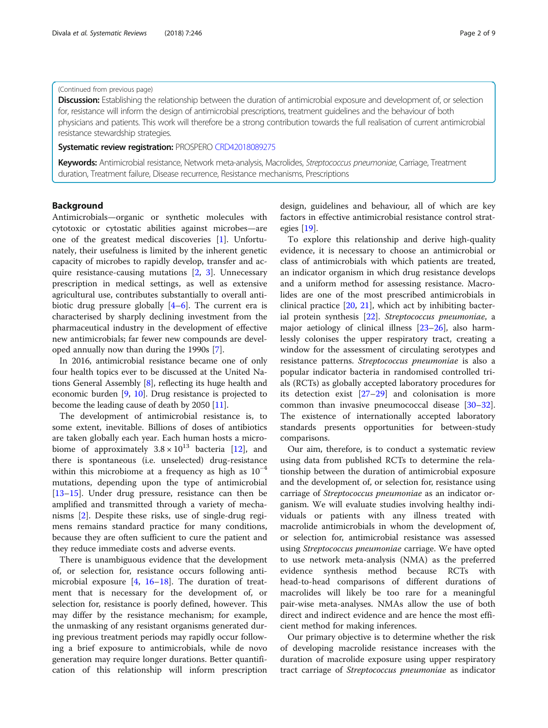(Continued from previous page)

**Discussion:** Establishing the relationship between the duration of antimicrobial exposure and development of, or selection for, resistance will inform the design of antimicrobial prescriptions, treatment guidelines and the behaviour of both physicians and patients. This work will therefore be a strong contribution towards the full realisation of current antimicrobial resistance stewardship strategies.

**Systematic review registration:** PROSPERO CRD42018089275

**Keywords:** Antimicrobial resistance, Network meta-analysis, Macrolides, *Streptococcus pneumoniae*, Carriage, Treatment duration, Treatment failure, Disease recurrence, Resistance mechanisms, Prescriptions

## Background

Antimicrobials—organic or synthetic molecules with cytotoxic or cytostatic abilities against microbes—are one of the greatest medical discoveries [1]. Unfortunately, their usefulness is limited by the inherent genetic capacity of microbes to rapidly develop, transfer and acquire resistance-causing mutations [2, 3]. Unnecessary prescription in medical settings, as well as extensive agricultural use, contributes substantially to overall antibiotic drug pressure globally [4–6]. The current era is characterised by sharply declining investment from the pharmaceutical industry in the development of effective new antimicrobials; far fewer new compounds are developed annually now than during the 1990s [7].

In 2016, antimicrobial resistance became one of only four health topics ever to be discussed at the United Nations General Assembly [8], reflecting its huge health and economic burden [9, 10]. Drug resistance is projected to become the leading cause of death by 2050 [11].

The development of antimicrobial resistance is, to some extent, inevitable. Billions of doses of antibiotics are taken globally each year. Each human hosts a microbiome of approximately $3.8 \times 10^{13}$ bacteria [12], and there is spontaneous (i.e. unselected) drug-resistance within this microbiome at a frequency as high as $10^{-4}$ mutations, depending upon the type of antimicrobial [13–15]. Under drug pressure, resistance can then be amplified and transmitted through a variety of mechanisms [2]. Despite these risks, use of single-drug regimens remains standard practice for many conditions, because they are often sufficient to cure the patient and they reduce immediate costs and adverse events.

There is unambiguous evidence that the development of, or selection for, resistance occurs following antimicrobial exposure [4, 16–18]. The duration of treatment that is necessary for the development of, or selection for, resistance is poorly defined, however. This may differ by the resistance mechanism; for example, the unmasking of any resistant organisms generated during previous treatment periods may rapidly occur following a brief exposure to antimicrobials, while de novo generation may require longer durations. Better quantification of this relationship will inform prescription design, guidelines and behaviour, all of which are key factors in effective antimicrobial resistance control strategies [19].

To explore this relationship and derive high-quality evidence, it is necessary to choose an antimicrobial or class of antimicrobials with which patients are treated, an indicator organism in which drug resistance develops and a uniform method for assessing resistance. Macrolides are one of the most prescribed antimicrobials in clinical practice [20, 21], which act by inhibiting bacterial protein synthesis [22]. *Streptococcus pneumoniae*, a major aetiology of clinical illness [23–26], also harmlessly colonises the upper respiratory tract, creating a window for the assessment of circulating serotypes and resistance patterns. *Streptococcus pneumoniae* is also a popular indicator bacteria in randomised controlled trials (RCTs) as globally accepted laboratory procedures for its detection exist [27–29] and colonisation is more common than invasive pneumococcal disease [30–32]. The existence of internationally accepted laboratory standards presents opportunities for between-study comparisons.

Our aim, therefore, is to conduct a systematic review using data from published RCTs to determine the relationship between the duration of antimicrobial exposure and the development of, or selection for, resistance using carriage of *Streptococcus pneumoniae* as an indicator organism. We will evaluate studies involving healthy individuals or patients with any illness treated with macrolide antimicrobials in whom the development of, or selection for, antimicrobial resistance was assessed using *Streptococcus pneumoniae* carriage. We have opted to use network meta-analysis (NMA) as the preferred evidence synthesis method because RCTs with head-to-head comparisons of different durations of macrolides will likely be too rare for a meaningful pair-wise meta-analyses. NMAs allow the use of both direct and indirect evidence and are hence the most efficient method for making inferences.

Our primary objective is to determine whether the risk of developing macrolide resistance increases with the duration of macrolide exposure using upper respiratory tract carriage of *Streptococcus pneumoniae* as indicator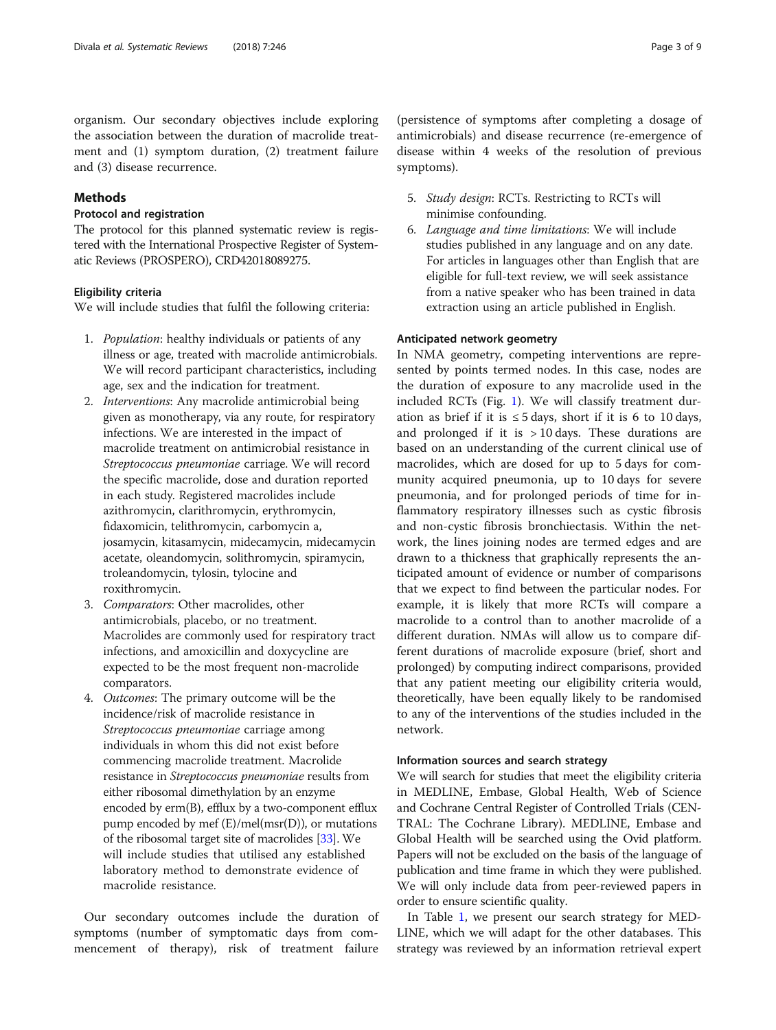organism. Our secondary objectives include exploring the association between the duration of macrolide treatment and (1) symptom duration, (2) treatment failure and (3) disease recurrence.

## Methods

### Protocol and registration

The protocol for this planned systematic review is registered with the International Prospective Register of Systematic Reviews (PROSPERO), CRD42018089275.

### Eligibility criteria

We will include studies that fulfil the following criteria:

1. *Population*: healthy individuals or patients of any illness or age, treated with macrolide antimicrobials. We will record participant characteristics, including age, sex and the indication for treatment.
2. *Interventions*: Any macrolide antimicrobial being given as monotherapy, via any route, for respiratory infections. We are interested in the impact of macrolide treatment on antimicrobial resistance in *Streptococcus pneumoniae* carriage. We will record the specific macrolide, dose and duration reported in each study. Registered macrolides include azithromycin, clarithromycin, erythromycin, fidaxomicin, telithromycin, carbomycin a, josamycin, kitasamycin, midecamycin, midecamycin acetate, oleandomycin, solithromycin, spiramycin, troleandomycin, tylosin, tylocine and roxithromycin.
3. *Comparators*: Other macrolides, other antimicrobials, placebo, or no treatment. Macrolides are commonly used for respiratory tract infections, and amoxicillin and doxycycline are expected to be the most frequent non-macrolide comparators.
4. *Outcomes*: The primary outcome will be the incidence/risk of macrolide resistance in *Streptococcus pneumoniae* carriage among individuals in whom this did not exist before commencing macrolide treatment. Macrolide resistance in *Streptococcus pneumoniae* results from either ribosomal dimethylation by an enzyme encoded by erm(B), efflux by a two-component efflux pump encoded by mef (E)/mel(msr(D)), or mutations of the ribosomal target site of macrolides [33]. We will include studies that utilised any established laboratory method to demonstrate evidence of macrolide resistance.

Our secondary outcomes include the duration of symptoms (number of symptomatic days from commencement of therapy), risk of treatment failure (persistence of symptoms after completing a dosage of antimicrobials) and disease recurrence (re-emergence of disease within 4 weeks of the resolution of previous symptoms).

5. *Study design*: RCTs. Restricting to RCTs will minimise confounding.
6. *Language and time limitations*: We will include studies published in any language and on any date. For articles in languages other than English that are eligible for full-text review, we will seek assistance from a native speaker who has been trained in data extraction using an article published in English.

### Anticipated network geometry

In NMA geometry, competing interventions are represented by points termed nodes. In this case, nodes are the duration of exposure to any macrolide used in the included RCTs (Fig. 1). We will classify treatment duration as brief if it is ≤ 5 days, short if it is 6 to 10 days, and prolonged if it is > 10 days. These durations are based on an understanding of the current clinical use of macrolides, which are dosed for up to 5 days for community acquired pneumonia, up to 10 days for severe pneumonia, and for prolonged periods of time for inflammatory respiratory illnesses such as cystic fibrosis and non-cystic fibrosis bronchiectasis. Within the network, the lines joining nodes are termed edges and are drawn to a thickness that graphically represents the anticipated amount of evidence or number of comparisons that we expect to find between the particular nodes. For example, it is likely that more RCTs will compare a macrolide to a control than to another macrolide of a different duration. NMAs will allow us to compare different durations of macrolide exposure (brief, short and prolonged) by computing indirect comparisons, provided that any patient meeting our eligibility criteria would, theoretically, have been equally likely to be randomised to any of the interventions of the studies included in the network.

### Information sources and search strategy

We will search for studies that meet the eligibility criteria in MEDLINE, Embase, Global Health, Web of Science and Cochrane Central Register of Controlled Trials (CENTRAL: The Cochrane Library). MEDLINE, Embase and Global Health will be searched using the Ovid platform. Papers will not be excluded on the basis of the language of publication and time frame in which they were published. We will only include data from peer-reviewed papers in order to ensure scientific quality.

In Table 1, we present our search strategy for MEDLINE, which we will adapt for the other databases. This strategy was reviewed by an information retrieval expert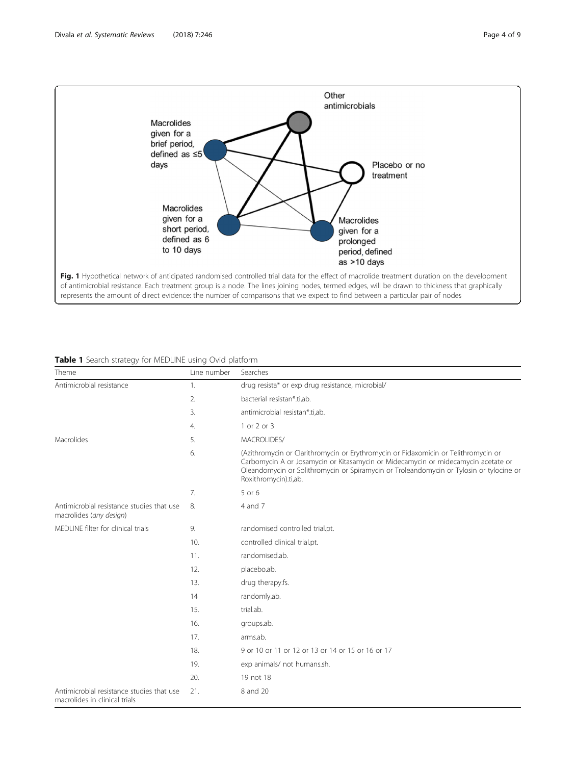Fig. 1 Hypothetical network of anticipated randomised controlled trial data for the effect of macrolide treatment duration on the development of antimicrobial resistance. Each treatment group is a node. The lines joining nodes, termed edges, will be drawn to thickness that graphically represents the amount of direct evidence: the number of comparisons that we expect to find between a particular pair of nodes

**Table 1** Search strategy for MEDLINE using Ovid platform

| Theme | Line number | Searches |
|---|---|---|
| Antimicrobial resistance | 1. | drug resista* or exp drug resistance, microbial/ |
| | 2. | bacterial resistan*.ti,ab. |
| | 3. | antimicrobial resistan*.ti,ab. |
| | 4. | 1 or 2 or 3 |
| Macrolides | 5. | MACROLIDES/ |
| | 6. | (Azithromycin or Clarithromycin or Erythromycin or Fidaxomicin or Telithromycin or Carbomycin A or Josamycin or Kitasamycin or Midecamycin or midecamycin acetate or Oleandomycin or Solithromycin or Spiramycin or Troleandomycin or Tylosin or tylocine or Roxithromycin).ti,ab. |
| | 7. | 5 or 6 |
| Antimicrobial resistance studies that use macrolides (*any design*) | 8. | 4 and 7 |
| MEDLINE filter for clinical trials | 9. | randomised controlled trial.pt. |
| | 10. | controlled clinical trial.pt. |
| | 11. | randomised.ab. |
| | 12. | placebo.ab. |
| | 13. | drug therapy.fs. |
| | 14 | randomly.ab. |
| | 15. | trial.ab. |
| | 16. | groups.ab. |
| | 17. | arms.ab. |
| | 18. | 9 or 10 or 11 or 12 or 13 or 14 or 15 or 16 or 17 |
| | 19. | exp animals/ not humans.sh. |
| | 20. | 19 not 18 |
| Antimicrobial resistance studies that use macrolides in clinical trials | 21. | 8 and 20 |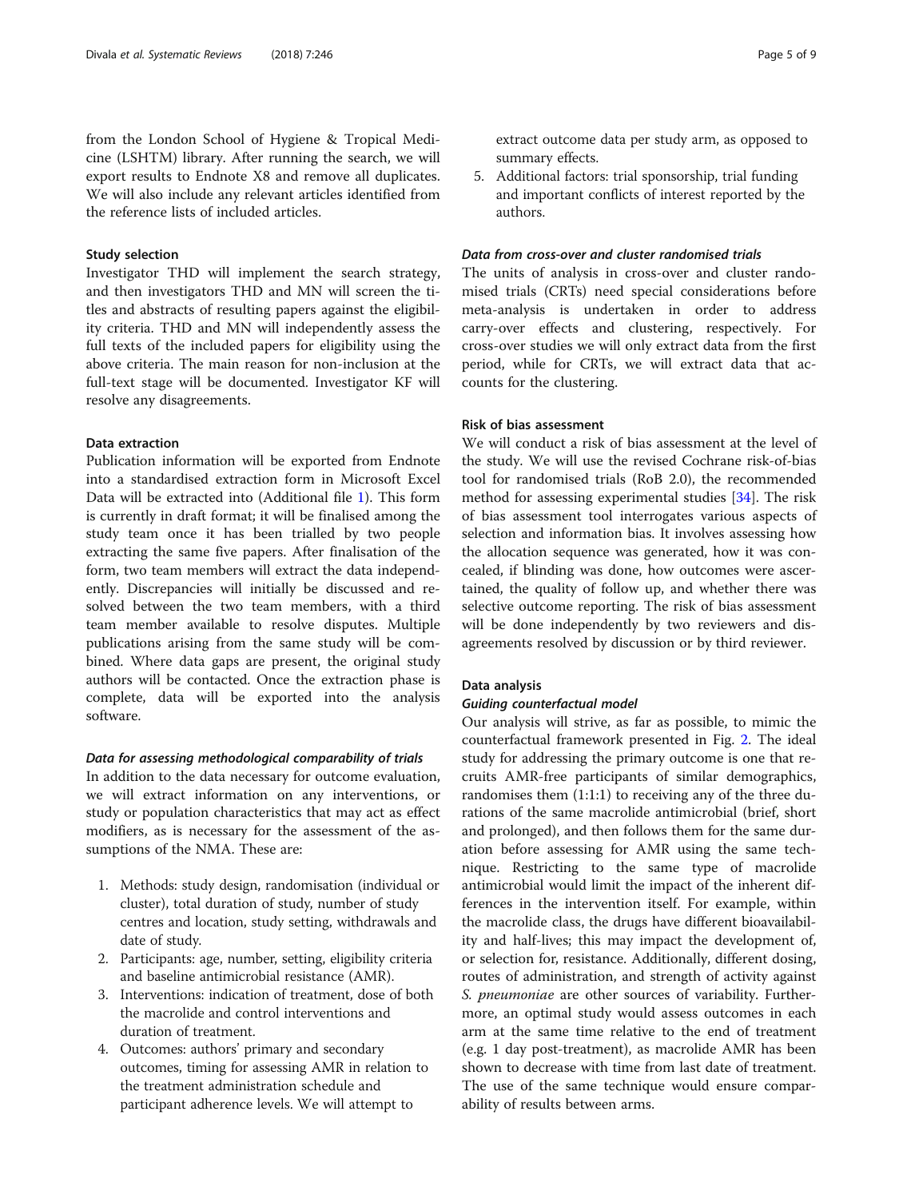from the London School of Hygiene & Tropical Medicine (LSHTM) library. After running the search, we will export results to Endnote X8 and remove all duplicates. We will also include any relevant articles identified from the reference lists of included articles.

### Study selection

Investigator THD will implement the search strategy, and then investigators THD and MN will screen the titles and abstracts of resulting papers against the eligibility criteria. THD and MN will independently assess the full texts of the included papers for eligibility using the above criteria. The main reason for non-inclusion at the full-text stage will be documented. Investigator KF will resolve any disagreements.

### Data extraction

Publication information will be exported from Endnote into a standardised extraction form in Microsoft Excel Data will be extracted into (Additional file 1). This form is currently in draft format; it will be finalised among the study team once it has been trialled by two people extracting the same five papers. After finalisation of the form, two team members will extract the data independently. Discrepancies will initially be discussed and resolved between the two team members, with a third team member available to resolve disputes. Multiple publications arising from the same study will be combined. Where data gaps are present, the original study authors will be contacted. Once the extraction phase is complete, data will be exported into the analysis software.

#### *Data for assessing methodological comparability of trials*

In addition to the data necessary for outcome evaluation, we will extract information on any interventions, or study or population characteristics that may act as effect modifiers, as is necessary for the assessment of the assumptions of the NMA. These are:

1. Methods: study design, randomisation (individual or cluster), total duration of study, number of study centres and location, study setting, withdrawals and date of study.
2. Participants: age, number, setting, eligibility criteria and baseline antimicrobial resistance (AMR).
3. Interventions: indication of treatment, dose of both the macrolide and control interventions and duration of treatment.
4. Outcomes: authors' primary and secondary outcomes, timing for assessing AMR in relation to the treatment administration schedule and participant adherence levels. We will attempt to extract outcome data per study arm, as opposed to summary effects.
5. Additional factors: trial sponsorship, trial funding and important conflicts of interest reported by the authors.

#### *Data from cross-over and cluster randomised trials*

The units of analysis in cross-over and cluster randomised trials (CRTs) need special considerations before meta-analysis is undertaken in order to address carry-over effects and clustering, respectively. For cross-over studies we will only extract data from the first period, while for CRTs, we will extract data that accounts for the clustering.

### Risk of bias assessment

We will conduct a risk of bias assessment at the level of the study. We will use the revised Cochrane risk-of-bias tool for randomised trials (RoB 2.0), the recommended method for assessing experimental studies [34]. The risk of bias assessment tool interrogates various aspects of selection and information bias. It involves assessing how the allocation sequence was generated, how it was concealed, if blinding was done, how outcomes were ascertained, the quality of follow up, and whether there was selective outcome reporting. The risk of bias assessment will be done independently by two reviewers and disagreements resolved by discussion or by third reviewer.

### Data analysis

#### *Guiding counterfactual model*

Our analysis will strive, as far as possible, to mimic the counterfactual framework presented in Fig. 2. The ideal study for addressing the primary outcome is one that recruits AMR-free participants of similar demographics, randomises them (1:1:1) to receiving any of the three durations of the same macrolide antimicrobial (brief, short and prolonged), and then follows them for the same duration before assessing for AMR using the same technique. Restricting to the same type of macrolide antimicrobial would limit the impact of the inherent differences in the intervention itself. For example, within the macrolide class, the drugs have different bioavailability and half-lives; this may impact the development of, or selection for, resistance. Additionally, different dosing, routes of administration, and strength of activity against *S. pneumoniae* are other sources of variability. Furthermore, an optimal study would assess outcomes in each arm at the same time relative to the end of treatment (e.g. 1 day post-treatment), as macrolide AMR has been shown to decrease with time from last date of treatment. The use of the same technique would ensure comparability of results between arms.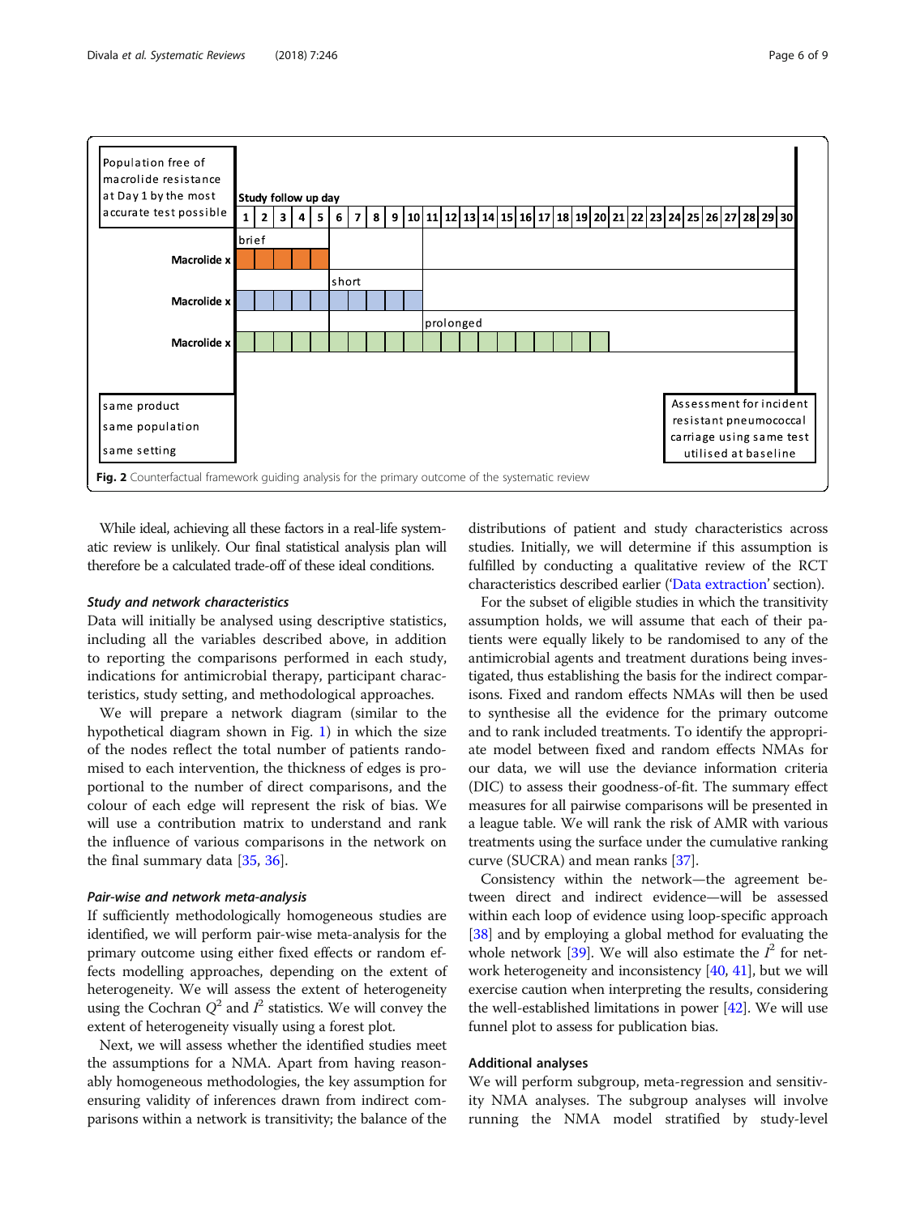Population free of macrolide resistance at Day 1 by the most accurate test possible

Study follow up day

1 2 3 4 5 6 7 8 9 10 11 12 13 14 15 16 17 18 19 20 21 22 23 24 25 26 27 28 29 30

brief

Macrolide x

short

Macrolide x

prolonged

Macrolide x

same product

same population

same setting

Assessment for incident resistant pneumococcal carriage using same test utilised at baseline

**Fig. 2** Counterfactual framework guiding analysis for the primary outcome of the systematic review

While ideal, achieving all these factors in a real-life systematic review is unlikely. Our final statistical analysis plan will therefore be a calculated trade-off of these ideal conditions.

### *Study and network characteristics*

Data will initially be analysed using descriptive statistics, including all the variables described above, in addition to reporting the comparisons performed in each study, indications for antimicrobial therapy, participant characteristics, study setting, and methodological approaches.

We will prepare a network diagram (similar to the hypothetical diagram shown in Fig. 1) in which the size of the nodes reflect the total number of patients randomised to each intervention, the thickness of edges is proportional to the number of direct comparisons, and the colour of each edge will represent the risk of bias. We will use a contribution matrix to understand and rank the influence of various comparisons in the network on the final summary data [35, 36].

### *Pair-wise and network meta-analysis*

If sufficiently methodologically homogeneous studies are identified, we will perform pair-wise meta-analysis for the primary outcome using either fixed effects or random effects modelling approaches, depending on the extent of heterogeneity. We will assess the extent of heterogeneity using the Cochran $Q^2$ and $I^2$ statistics. We will convey the extent of heterogeneity visually using a forest plot.

Next, we will assess whether the identified studies meet the assumptions for a NMA. Apart from having reasonably homogeneous methodologies, the key assumption for ensuring validity of inferences drawn from indirect comparisons within a network is transitivity; the balance of the distributions of patient and study characteristics across studies. Initially, we will determine if this assumption is fulfilled by conducting a qualitative review of the RCT characteristics described earlier ('Data extraction' section).

For the subset of eligible studies in which the transitivity assumption holds, we will assume that each of their patients were equally likely to be randomised to any of the antimicrobial agents and treatment durations being investigated, thus establishing the basis for the indirect comparisons. Fixed and random effects NMAs will then be used to synthesise all the evidence for the primary outcome and to rank included treatments. To identify the appropriate model between fixed and random effects NMAs for our data, we will use the deviance information criteria (DIC) to assess their goodness-of-fit. The summary effect measures for all pairwise comparisons will be presented in a league table. We will rank the risk of AMR with various treatments using the surface under the cumulative ranking curve (SUCRA) and mean ranks [37].

Consistency within the network—the agreement between direct and indirect evidence—will be assessed within each loop of evidence using loop-specific approach [38] and by employing a global method for evaluating the whole network [39]. We will also estimate the $I^2$ for network heterogeneity and inconsistency [40, 41], but we will exercise caution when interpreting the results, considering the well-established limitations in power [42]. We will use funnel plot to assess for publication bias.

## Additional analyses

We will perform subgroup, meta-regression and sensitivity NMA analyses. The subgroup analyses will involve running the NMA model stratified by study-level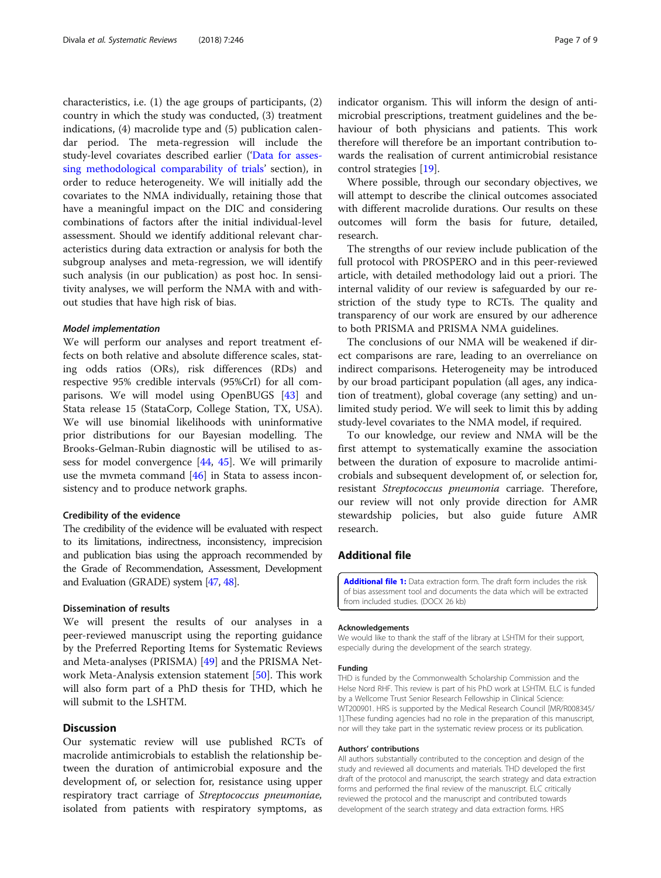characteristics, i.e. (1) the age groups of participants, (2) country in which the study was conducted, (3) treatment indications, (4) macrolide type and (5) publication calendar period. The meta-regression will include the study-level covariates described earlier ('Data for assessing methodological comparability of trials' section), in order to reduce heterogeneity. We will initially add the covariates to the NMA individually, retaining those that have a meaningful impact on the DIC and considering combinations of factors after the initial individual-level assessment. Should we identify additional relevant characteristics during data extraction or analysis for both the subgroup analyses and meta-regression, we will identify such analysis (in our publication) as post hoc. In sensitivity analyses, we will perform the NMA with and without studies that have high risk of bias.

#### *Model implementation*

We will perform our analyses and report treatment effects on both relative and absolute difference scales, stating odds ratios (ORs), risk differences (RDs) and respective 95% credible intervals (95%CrI) for all comparisons. We will model using OpenBUGS [43] and Stata release 15 (StataCorp, College Station, TX, USA). We will use binomial likelihoods with uninformative prior distributions for our Bayesian modelling. The Brooks-Gelman-Rubin diagnostic will be utilised to assess for model convergence [44, 45]. We will primarily use the mvmeta command [46] in Stata to assess inconsistency and to produce network graphs.

### Credibility of the evidence

The credibility of the evidence will be evaluated with respect to its limitations, indirectness, inconsistency, imprecision and publication bias using the approach recommended by the Grade of Recommendation, Assessment, Development and Evaluation (GRADE) system [47, 48].

### Dissemination of results

We will present the results of our analyses in a peer-reviewed manuscript using the reporting guidance by the Preferred Reporting Items for Systematic Reviews and Meta-analyses (PRISMA) [49] and the PRISMA Network Meta-Analysis extension statement [50]. This work will also form part of a PhD thesis for THD, which he will submit to the LSHTM.

## Discussion

Our systematic review will use published RCTs of macrolide antimicrobials to establish the relationship between the duration of antimicrobial exposure and the development of, or selection for, resistance using upper respiratory tract carriage of *Streptococcus pneumoniae*, isolated from patients with respiratory symptoms, as indicator organism. This will inform the design of antimicrobial prescriptions, treatment guidelines and the behaviour of both physicians and patients. This work therefore will therefore be an important contribution towards the realisation of current antimicrobial resistance control strategies [19].

Where possible, through our secondary objectives, we will attempt to describe the clinical outcomes associated with different macrolide durations. Our results on these outcomes will form the basis for future, detailed, research.

The strengths of our review include publication of the full protocol with PROSPERO and in this peer-reviewed article, with detailed methodology laid out a priori. The internal validity of our review is safeguarded by our restriction of the study type to RCTs. The quality and transparency of our work are ensured by our adherence to both PRISMA and PRISMA NMA guidelines.

The conclusions of our NMA will be weakened if direct comparisons are rare, leading to an overreliance on indirect comparisons. Heterogeneity may be introduced by our broad participant population (all ages, any indication of treatment), global coverage (any setting) and unlimited study period. We will seek to limit this by adding study-level covariates to the NMA model, if required.

To our knowledge, our review and NMA will be the first attempt to systematically examine the association between the duration of exposure to macrolide antimicrobials and subsequent development of, or selection for, resistant *Streptococcus pneumonia* carriage. Therefore, our review will not only provide direction for AMR stewardship policies, but also guide future AMR research.

## Additional file

**Additional file 1:** Data extraction form. The draft form includes the risk of bias assessment tool and documents the data which will be extracted from included studies. (DOCX 26 kb)

#### Acknowledgements

We would like to thank the staff of the library at LSHTM for their support, especially during the development of the search strategy.

#### Funding

THD is funded by the Commonwealth Scholarship Commission and the Helse Nord RHF. This review is part of his PhD work at LSHTM. ELC is funded by a Wellcome Trust Senior Research Fellowship in Clinical Science: WT200901. HRS is supported by the Medical Research Council [MR/R008345/1].These funding agencies had no role in the preparation of this manuscript, nor will they take part in the systematic review process or its publication.

#### Authors' contributions

All authors substantially contributed to the conception and design of the study and reviewed all documents and materials. THD developed the first draft of the protocol and manuscript, the search strategy and data extraction forms and performed the final review of the manuscript. ELC critically reviewed the protocol and the manuscript and contributed towards development of the search strategy and data extraction forms. HRS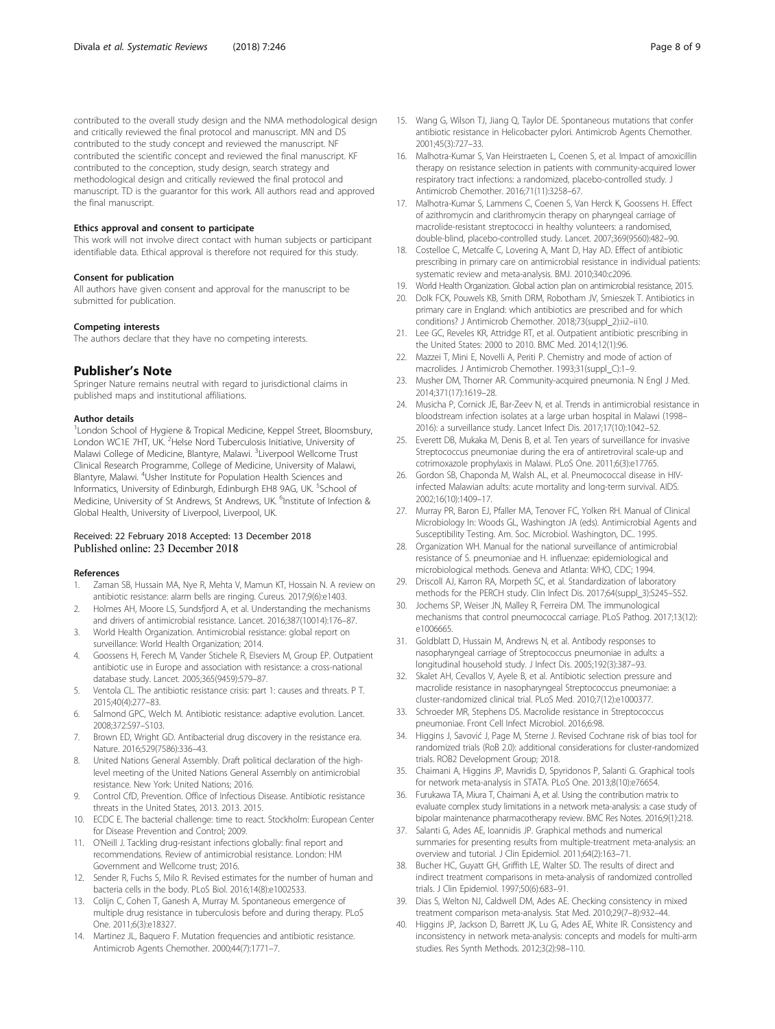contributed to the overall study design and the NMA methodological design and critically reviewed the final protocol and manuscript. MN and DS contributed to the study concept and reviewed the manuscript. NF contributed the scientific concept and reviewed the final manuscript. KF contributed to the conception, study design, search strategy and methodological design and critically reviewed the final protocol and manuscript. TD is the guarantor for this work. All authors read and approved the final manuscript.

#### Ethics approval and consent to participate

This work will not involve direct contact with human subjects or participant identifiable data. Ethical approval is therefore not required for this study.

#### Consent for publication

All authors have given consent and approval for the manuscript to be submitted for publication.

#### Competing interests

The authors declare that they have no competing interests.

## Publisher's Note

Springer Nature remains neutral with regard to jurisdictional claims in published maps and institutional affiliations.

#### Author details

[1]London School of Hygiene & Tropical Medicine, Keppel Street, Bloomsbury, London WC1E 7HT, UK. [2]Helse Nord Tuberculosis Initiative, University of Malawi College of Medicine, Blantyre, Malawi. [3]Liverpool Wellcome Trust Clinical Research Programme, College of Medicine, University of Malawi, Blantyre, Malawi. [4]Usher Institute for Population Health Sciences and Informatics, University of Edinburgh, Edinburgh EH8 9AG, UK. [5]School of Medicine, University of St Andrews, St Andrews, UK. [6]Institute of Infection & Global Health, University of Liverpool, Liverpool, UK.

Received: 22 February 2018 Accepted: 13 December 2018
Published online: 23 December 2018

#### References

1. Zaman SB, Hussain MA, Nye R, Mehta V, Mamun KT, Hossain N. A review on antibiotic resistance: alarm bells are ringing. Cureus. 2017;9(6):e1403.
2. Holmes AH, Moore LS, Sundsfjord A, et al. Understanding the mechanisms and drivers of antimicrobial resistance. Lancet. 2016;387(10014):176–87.
3. World Health Organization. Antimicrobial resistance: global report on surveillance: World Health Organization; 2014.
4. Goossens H, Ferech M, Vander Stichele R, Elseviers M, Group EP. Outpatient antibiotic use in Europe and association with resistance: a cross-national database study. Lancet. 2005;365(9459):579–87.
5. Ventola CL. The antibiotic resistance crisis: part 1: causes and threats. P T. 2015;40(4):277–83.
6. Salmond GPC, Welch M. Antibiotic resistance: adaptive evolution. Lancet. 2008;372:S97–S103.
7. Brown ED, Wright GD. Antibacterial drug discovery in the resistance era. Nature. 2016;529(7586):336–43.
8. United Nations General Assembly. Draft political declaration of the high-level meeting of the United Nations General Assembly on antimicrobial resistance. New York: United Nations; 2016.
9. Control CfD, Prevention. Office of Infectious Disease. Antibiotic resistance threats in the United States, 2013. 2013. 2015.
10. ECDC E. The bacterial challenge: time to react. Stockholm: European Center for Disease Prevention and Control; 2009.
11. O'Neill J. Tackling drug-resistant infections globally: final report and recommendations. Review of antimicrobial resistance. London: HM Government and Wellcome trust; 2016.
12. Sender R, Fuchs S, Milo R. Revised estimates for the number of human and bacteria cells in the body. PLoS Biol. 2016;14(8):e1002533.
13. Colijn C, Cohen T, Ganesh A, Murray M. Spontaneous emergence of multiple drug resistance in tuberculosis before and during therapy. PLoS One. 2011;6(3):e18327.
14. Martinez JL, Baquero F. Mutation frequencies and antibiotic resistance. Antimicrob Agents Chemother. 2000;44(7):1771–7.
15. Wang G, Wilson TJ, Jiang Q, Taylor DE. Spontaneous mutations that confer antibiotic resistance in Helicobacter pylori. Antimicrob Agents Chemother. 2001;45(3):727–33.
16. Malhotra-Kumar S, Van Heirstraeten L, Coenen S, et al. Impact of amoxicillin therapy on resistance selection in patients with community-acquired lower respiratory tract infections: a randomized, placebo-controlled study. J Antimicrob Chemother. 2016;71(11):3258–67.
17. Malhotra-Kumar S, Lammens C, Coenen S, Van Herck K, Goossens H. Effect of azithromycin and clarithromycin therapy on pharyngeal carriage of macrolide-resistant streptococci in healthy volunteers: a randomised, double-blind, placebo-controlled study. Lancet. 2007;369(9560):482–90.
18. Costelloe C, Metcalfe C, Lovering A, Mant D, Hay AD. Effect of antibiotic prescribing in primary care on antimicrobial resistance in individual patients: systematic review and meta-analysis. BMJ. 2010;340:c2096.
19. World Health Organization. Global action plan on antimicrobial resistance, 2015.
20. Dolk FCK, Pouwels KB, Smith DRM, Robotham JV, Smieszek T. Antibiotics in primary care in England: which antibiotics are prescribed and for which conditions? J Antimicrob Chemother. 2018;73(suppl_2):ii2–ii10.
21. Lee GC, Reveles KR, Attridge RT, et al. Outpatient antibiotic prescribing in the United States: 2000 to 2010. BMC Med. 2014;12(1):96.
22. Mazzei T, Mini E, Novelli A, Periti P. Chemistry and mode of action of macrolides. J Antimicrob Chemother. 1993;31(suppl_C):1–9.
23. Musher DM, Thorner AR. Community-acquired pneumonia. N Engl J Med. 2014;371(17):1619–28.
24. Musicha P, Cornick JE, Bar-Zeev N, et al. Trends in antimicrobial resistance in bloodstream infection isolates at a large urban hospital in Malawi (1998–2016): a surveillance study. Lancet Infect Dis. 2017;17(10):1042–52.
25. Everett DB, Mukaka M, Denis B, et al. Ten years of surveillance for invasive Streptococcus pneumoniae during the era of antiretroviral scale-up and cotrimoxazole prophylaxis in Malawi. PLoS One. 2011;6(3):e17765.
26. Gordon SB, Chaponda M, Walsh AL, et al. Pneumococcal disease in HIV-infected Malawian adults: acute mortality and long-term survival. AIDS. 2002;16(10):1409–17.
27. Murray PR, Baron EJ, Pfaller MA, Tenover FC, Yolken RH. Manual of Clinical Microbiology In: Woods GL, Washington JA (eds). Antimicrobial Agents and Susceptibility Testing. Am. Soc. Microbiol. Washington, DC.. 1995.
28. Organization WH. Manual for the national surveillance of antimicrobial resistance of S. pneumoniae and H. influenzae: epidemiological and microbiological methods. Geneva and Atlanta: WHO, CDC; 1994.
29. Driscoll AJ, Karron RA, Morpeth SC, et al. Standardization of laboratory methods for the PERCH study. Clin Infect Dis. 2017;64(suppl_3):S245–S52.
30. Jochems SP, Weiser JN, Malley R, Ferreira DM. The immunological mechanisms that control pneumococcal carriage. PLoS Pathog. 2017;13(12): e1006665.
31. Goldblatt D, Hussain M, Andrews N, et al. Antibody responses to nasopharyngeal carriage of Streptococcus pneumoniae in adults: a longitudinal household study. J Infect Dis. 2005;192(3):387–93.
32. Skalet AH, Cevallos V, Ayele B, et al. Antibiotic selection pressure and macrolide resistance in nasopharyngeal Streptococcus pneumoniae: a cluster-randomized clinical trial. PLoS Med. 2010;7(12):e1000377.
33. Schroeder MR, Stephens DS. Macrolide resistance in Streptococcus pneumoniae. Front Cell Infect Microbiol. 2016;6:98.
34. Higgins J, Savović J, Page M, Sterne J. Revised Cochrane risk of bias tool for randomized trials (RoB 2.0): additional considerations for cluster-randomized trials. ROB2 Development Group; 2018.
35. Chaimani A, Higgins JP, Mavridis D, Spyridonos P, Salanti G. Graphical tools for network meta-analysis in STATA. PLoS One. 2013;8(10):e76654.
36. Furukawa TA, Miura T, Chaimani A, et al. Using the contribution matrix to evaluate complex study limitations in a network meta-analysis: a case study of bipolar maintenance pharmacotherapy review. BMC Res Notes. 2016;9(1):218.
37. Salanti G, Ades AE, Ioannidis JP. Graphical methods and numerical summaries for presenting results from multiple-treatment meta-analysis: an overview and tutorial. J Clin Epidemiol. 2011;64(2):163–71.
38. Bucher HC, Guyatt GH, Griffith LE, Walter SD. The results of direct and indirect treatment comparisons in meta-analysis of randomized controlled trials. J Clin Epidemiol. 1997;50(6):683–91.
39. Dias S, Welton NJ, Caldwell DM, Ades AE. Checking consistency in mixed treatment comparison meta-analysis. Stat Med. 2010;29(7–8):932–44.
40. Higgins JP, Jackson D, Barrett JK, Lu G, Ades AE, White IR. Consistency and inconsistency in network meta-analysis: concepts and models for multi-arm studies. Res Synth Methods. 2012;3(2):98–110.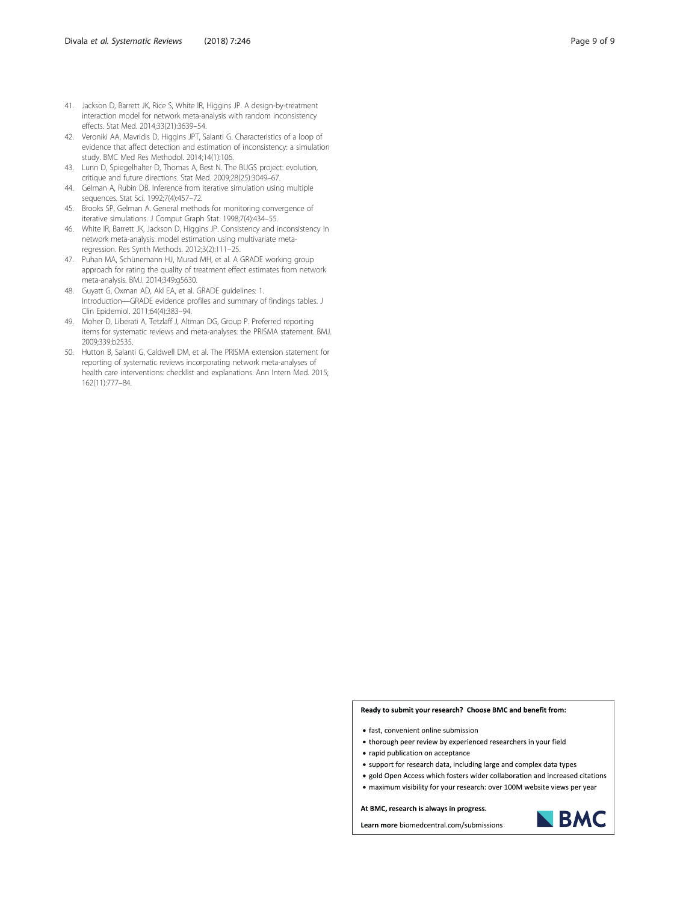41. Jackson D, Barrett JK, Rice S, White IR, Higgins JP. A design-by-treatment interaction model for network meta-analysis with random inconsistency effects. Stat Med. 2014;33(21):3639–54.
42. Veroniki AA, Mavridis D, Higgins JPT, Salanti G. Characteristics of a loop of evidence that affect detection and estimation of inconsistency: a simulation study. BMC Med Res Methodol. 2014;14(1):106.
43. Lunn D, Spiegelhalter D, Thomas A, Best N. The BUGS project: evolution, critique and future directions. Stat Med. 2009;28(25):3049–67.
44. Gelman A, Rubin DB. Inference from iterative simulation using multiple sequences. Stat Sci. 1992;7(4):457–72.
45. Brooks SP, Gelman A. General methods for monitoring convergence of iterative simulations. J Comput Graph Stat. 1998;7(4):434–55.
46. White IR, Barrett JK, Jackson D, Higgins JP. Consistency and inconsistency in network meta-analysis: model estimation using multivariate meta-regression. Res Synth Methods. 2012;3(2):111–25.
47. Puhan MA, Schünemann HJ, Murad MH, et al. A GRADE working group approach for rating the quality of treatment effect estimates from network meta-analysis. BMJ. 2014;349:g5630.
48. Guyatt G, Oxman AD, Akl EA, et al. GRADE guidelines: 1. Introduction—GRADE evidence profiles and summary of findings tables. J Clin Epidemiol. 2011;64(4):383–94.
49. Moher D, Liberati A, Tetzlaff J, Altman DG, Group P. Preferred reporting items for systematic reviews and meta-analyses: the PRISMA statement. BMJ. 2009;339:b2535.
50. Hutton B, Salanti G, Caldwell DM, et al. The PRISMA extension statement for reporting of systematic reviews incorporating network meta-analyses of health care interventions: checklist and explanations. Ann Intern Med. 2015; 162(11):777–84.

**Ready to submit your research? Choose BMC and benefit from:**

- fast, convenient online submission
- thorough peer review by experienced researchers in your field
- rapid publication on acceptance
- support for research data, including large and complex data types
- gold Open Access which fosters wider collaboration and increased citations
- maximum visibility for your research: over 100M website views per year

**At BMC, research is always in progress.**

**Learn more** biomedcentral.com/submissions

BMC